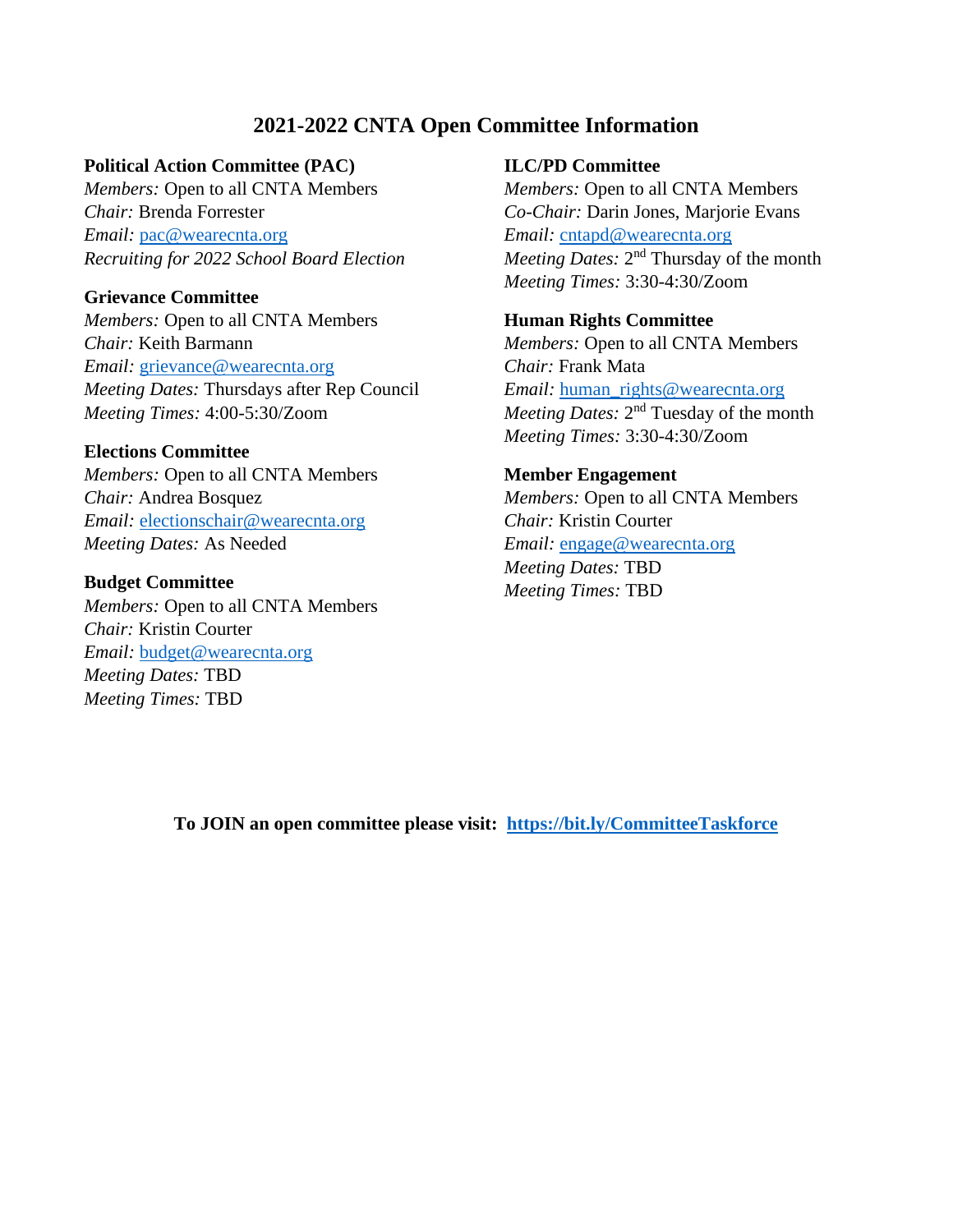# 2021-2022 CNTA Open Committee Information

**Political Action Committee (PAC)**
*Members:* Open to all CNTA Members
*Chair:* Brenda Forrester
*Email:* pac@wearecnta.org
*Recruiting for 2022 School Board Election*

**Grievance Committee**
*Members:* Open to all CNTA Members
*Chair:* Keith Barmann
*Email:* grievance@wearecnta.org
*Meeting Dates:* Thursdays after Rep Council
*Meeting Times:* 4:00-5:30/Zoom

**Elections Committee**
*Members:* Open to all CNTA Members
*Chair:* Andrea Bosquez
*Email:* electionschair@wearecnta.org
*Meeting Dates:* As Needed

**Budget Committee**
*Members:* Open to all CNTA Members
*Chair:* Kristin Courter
*Email:* budget@wearecnta.org
*Meeting Dates:* TBD
*Meeting Times:* TBD

**ILC/PD Committee**
*Members:* Open to all CNTA Members
*Co-Chair:* Darin Jones, Marjorie Evans
*Email:* cntapd@wearecnta.org
*Meeting Dates:* 2nd Thursday of the month
*Meeting Times:* 3:30-4:30/Zoom

**Human Rights Committee**
*Members:* Open to all CNTA Members
*Chair:* Frank Mata
*Email:* human_rights@wearecnta.org
*Meeting Dates:* 2nd Tuesday of the month
*Meeting Times:* 3:30-4:30/Zoom

**Member Engagement**
*Members:* Open to all CNTA Members
*Chair:* Kristin Courter
*Email:* engage@wearecnta.org
*Meeting Dates:* TBD
*Meeting Times:* TBD

**To JOIN an open committee please visit: https://bit.ly/CommitteeTaskforce**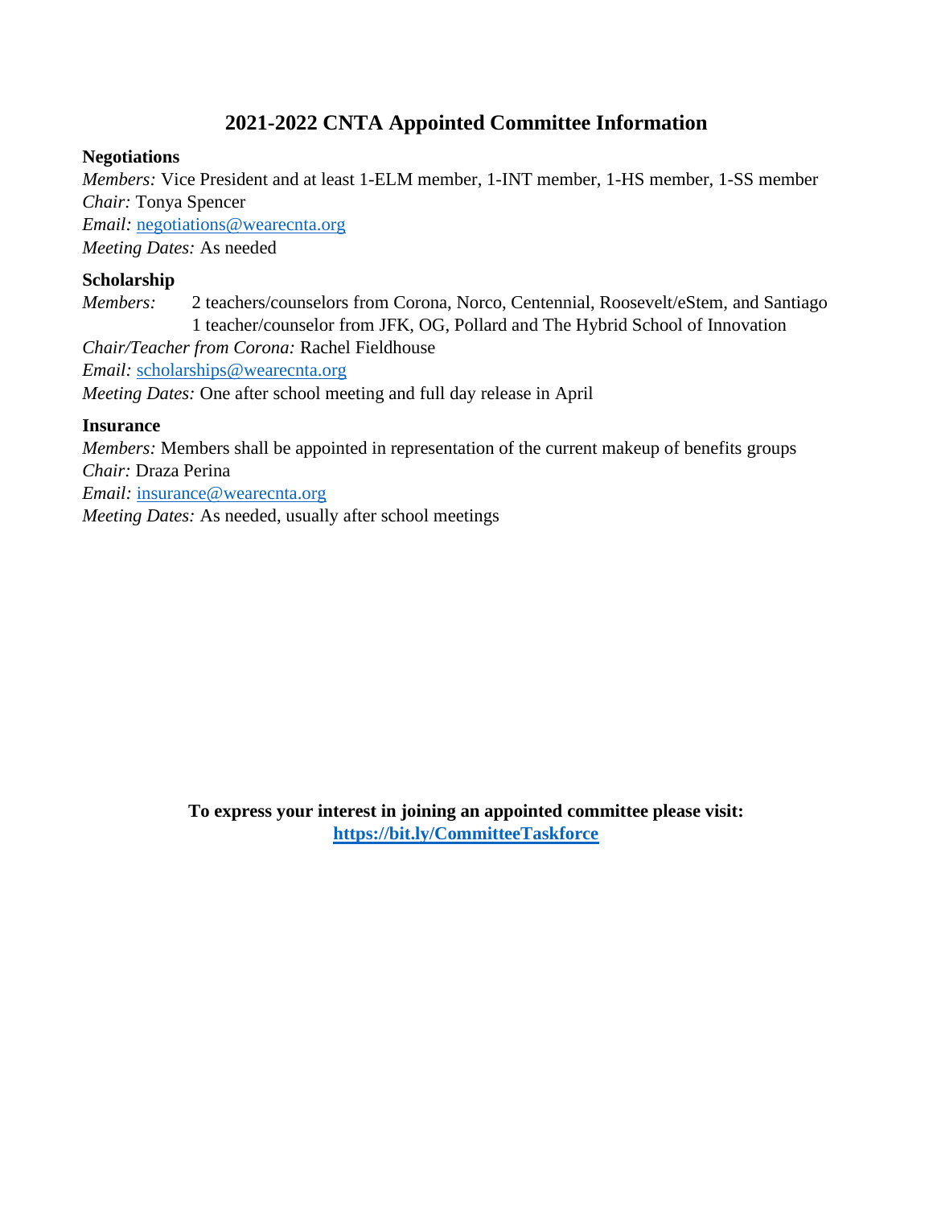# 2021-2022 CNTA Appointed Committee Information

**Negotiations**

*Members:* Vice President and at least 1-ELM member, 1-INT member, 1-HS member, 1-SS member
*Chair:* Tonya Spencer
*Email:* negotiations@wearecnta.org
*Meeting Dates:* As needed

**Scholarship**

*Members:* 2 teachers/counselors from Corona, Norco, Centennial, Roosevelt/eStem, and Santiago
1 teacher/counselor from JFK, OG, Pollard and The Hybrid School of Innovation
*Chair/Teacher from Corona:* Rachel Fieldhouse
*Email:* scholarships@wearecnta.org
*Meeting Dates:* One after school meeting and full day release in April

**Insurance**

*Members:* Members shall be appointed in representation of the current makeup of benefits groups
*Chair:* Draza Perina
*Email:* insurance@wearecnta.org
*Meeting Dates:* As needed, usually after school meetings

**To express your interest in joining an appointed committee please visit:**
**https://bit.ly/CommitteeTaskforce**